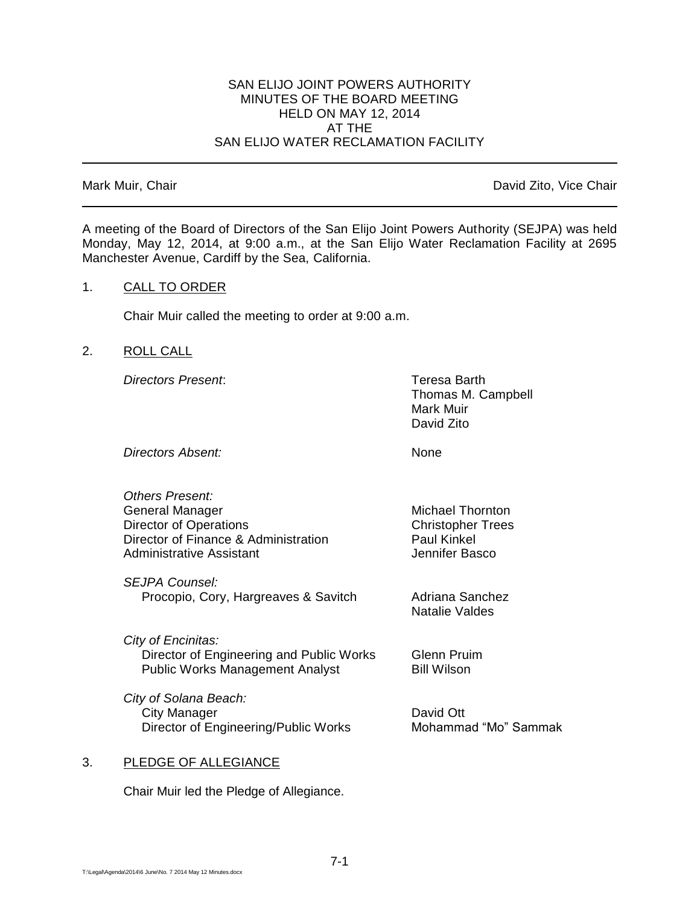# SAN ELIJO JOINT POWERS AUTHORITY
## MINUTES OF THE BOARD MEETING
## HELD ON MAY 12, 2014
## AT THE
## SAN ELIJO WATER RECLAMATION FACILITY

---

Mark Muir, Chair | David Zito, Vice Chair

---

A meeting of the Board of Directors of the San Elijo Joint Powers Authority (SEJPA) was held Monday, May 12, 2014, at 9:00 a.m., at the San Elijo Water Reclamation Facility at 2695 Manchester Avenue, Cardiff by the Sea, California.

1. CALL TO ORDER

   Chair Muir called the meeting to order at 9:00 a.m.

2. ROLL CALL

   *Directors Present*: Teresa Barth, Thomas M. Campbell, Mark Muir, David Zito

   *Directors Absent:* None

   *Others Present:*

   | | |
   |---|---|
   | General Manager | Michael Thornton |
   | Director of Operations | Christopher Trees |
   | Director of Finance & Administration | Paul Kinkel |
   | Administrative Assistant | Jennifer Basco |

   *SEJPA Counsel:*

   | | |
   |---|---|
   | Procopio, Cory, Hargreaves & Savitch | Adriana Sanchez<br>Natalie Valdes |

   *City of Encinitas:*

   | | |
   |---|---|
   | Director of Engineering and Public Works | Glenn Pruim |
   | Public Works Management Analyst | Bill Wilson |

   *City of Solana Beach:*

   | | |
   |---|---|
   | City Manager | David Ott |
   | Director of Engineering/Public Works | Mohammad "Mo" Sammak |

3. PLEDGE OF ALLEGIANCE

   Chair Muir led the Pledge of Allegiance.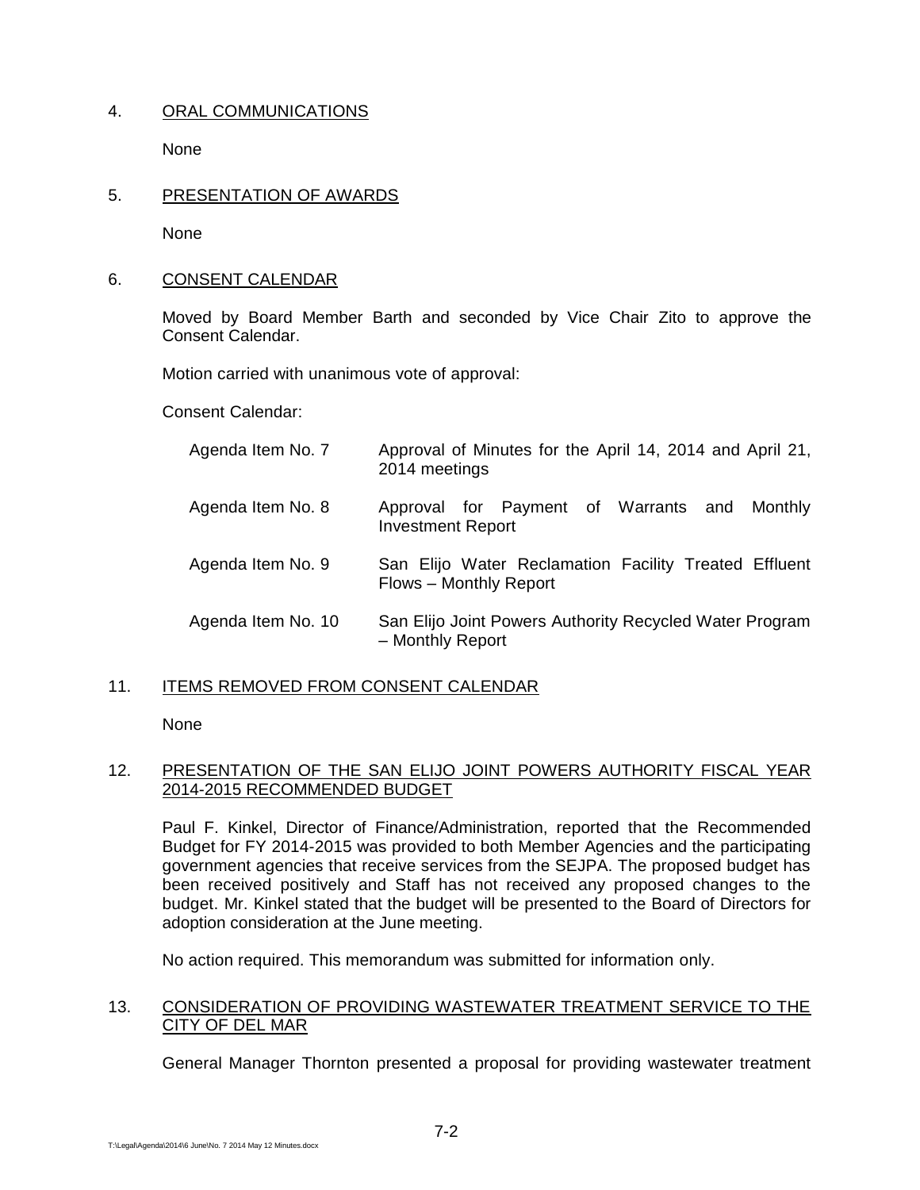4. ORAL COMMUNICATIONS

None

5. PRESENTATION OF AWARDS

None

6. CONSENT CALENDAR

Moved by Board Member Barth and seconded by Vice Chair Zito to approve the Consent Calendar.

Motion carried with unanimous vote of approval:

Consent Calendar:

| | |
|---|---|
| Agenda Item No. 7 | Approval of Minutes for the April 14, 2014 and April 21, 2014 meetings |
| Agenda Item No. 8 | Approval for Payment of Warrants and Monthly Investment Report |
| Agenda Item No. 9 | San Elijo Water Reclamation Facility Treated Effluent Flows – Monthly Report |
| Agenda Item No. 10 | San Elijo Joint Powers Authority Recycled Water Program – Monthly Report |

11. ITEMS REMOVED FROM CONSENT CALENDAR

None

12. PRESENTATION OF THE SAN ELIJO JOINT POWERS AUTHORITY FISCAL YEAR 2014-2015 RECOMMENDED BUDGET

Paul F. Kinkel, Director of Finance/Administration, reported that the Recommended Budget for FY 2014-2015 was provided to both Member Agencies and the participating government agencies that receive services from the SEJPA. The proposed budget has been received positively and Staff has not received any proposed changes to the budget. Mr. Kinkel stated that the budget will be presented to the Board of Directors for adoption consideration at the June meeting.

No action required. This memorandum was submitted for information only.

13. CONSIDERATION OF PROVIDING WASTEWATER TREATMENT SERVICE TO THE CITY OF DEL MAR

General Manager Thornton presented a proposal for providing wastewater treatment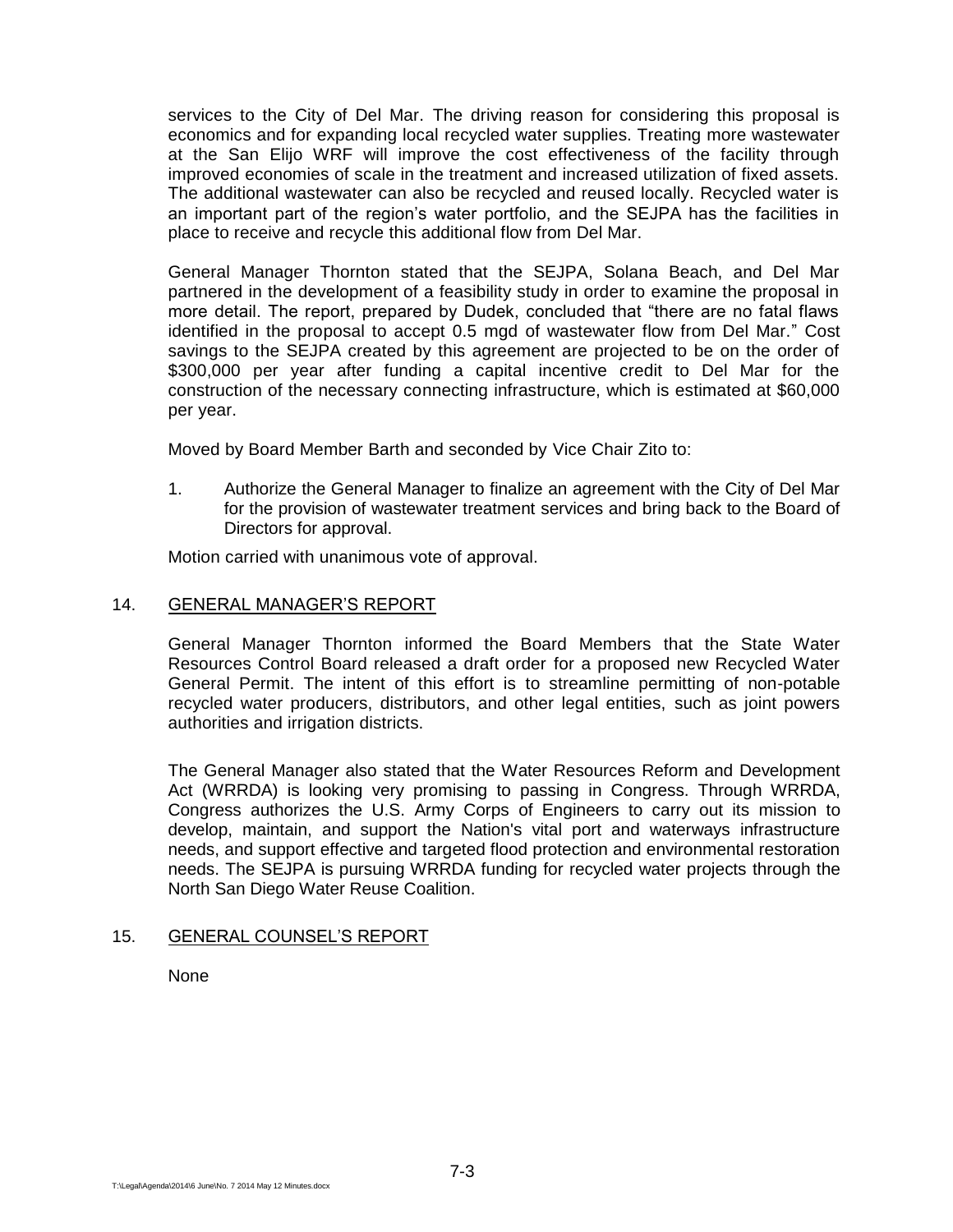services to the City of Del Mar. The driving reason for considering this proposal is economics and for expanding local recycled water supplies. Treating more wastewater at the San Elijo WRF will improve the cost effectiveness of the facility through improved economies of scale in the treatment and increased utilization of fixed assets. The additional wastewater can also be recycled and reused locally. Recycled water is an important part of the region's water portfolio, and the SEJPA has the facilities in place to receive and recycle this additional flow from Del Mar.

General Manager Thornton stated that the SEJPA, Solana Beach, and Del Mar partnered in the development of a feasibility study in order to examine the proposal in more detail. The report, prepared by Dudek, concluded that "there are no fatal flaws identified in the proposal to accept 0.5 mgd of wastewater flow from Del Mar." Cost savings to the SEJPA created by this agreement are projected to be on the order of $300,000 per year after funding a capital incentive credit to Del Mar for the construction of the necessary connecting infrastructure, which is estimated at $60,000 per year.

Moved by Board Member Barth and seconded by Vice Chair Zito to:

1. Authorize the General Manager to finalize an agreement with the City of Del Mar for the provision of wastewater treatment services and bring back to the Board of Directors for approval.

Motion carried with unanimous vote of approval.

## 14. GENERAL MANAGER'S REPORT

General Manager Thornton informed the Board Members that the State Water Resources Control Board released a draft order for a proposed new Recycled Water General Permit. The intent of this effort is to streamline permitting of non-potable recycled water producers, distributors, and other legal entities, such as joint powers authorities and irrigation districts.

The General Manager also stated that the Water Resources Reform and Development Act (WRRDA) is looking very promising to passing in Congress. Through WRRDA, Congress authorizes the U.S. Army Corps of Engineers to carry out its mission to develop, maintain, and support the Nation's vital port and waterways infrastructure needs, and support effective and targeted flood protection and environmental restoration needs. The SEJPA is pursuing WRRDA funding for recycled water projects through the North San Diego Water Reuse Coalition.

## 15. GENERAL COUNSEL'S REPORT

None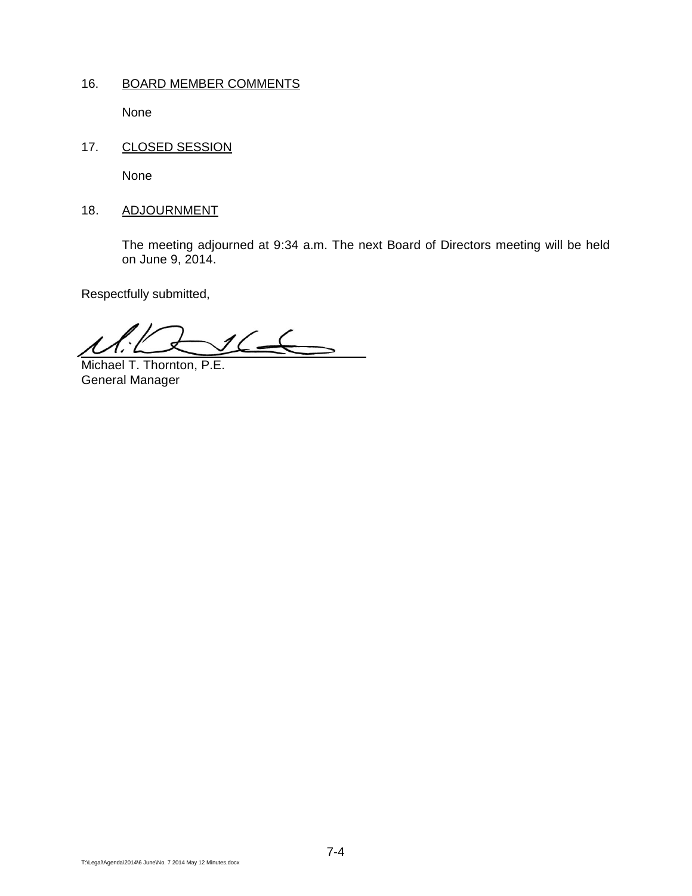16. <u>BOARD MEMBER COMMENTS</u>

    None

17. <u>CLOSED SESSION</u>

    None

18. <u>ADJOURNMENT</u>

    The meeting adjourned at 9:34 a.m. The next Board of Directors meeting will be held on June 9, 2014.

Respectfully submitted,

Michael T. Thornton, P.E.
General Manager

T:\Legal\Agenda\2014\6 June\No. 7 2014 May 12 Minutes.docx